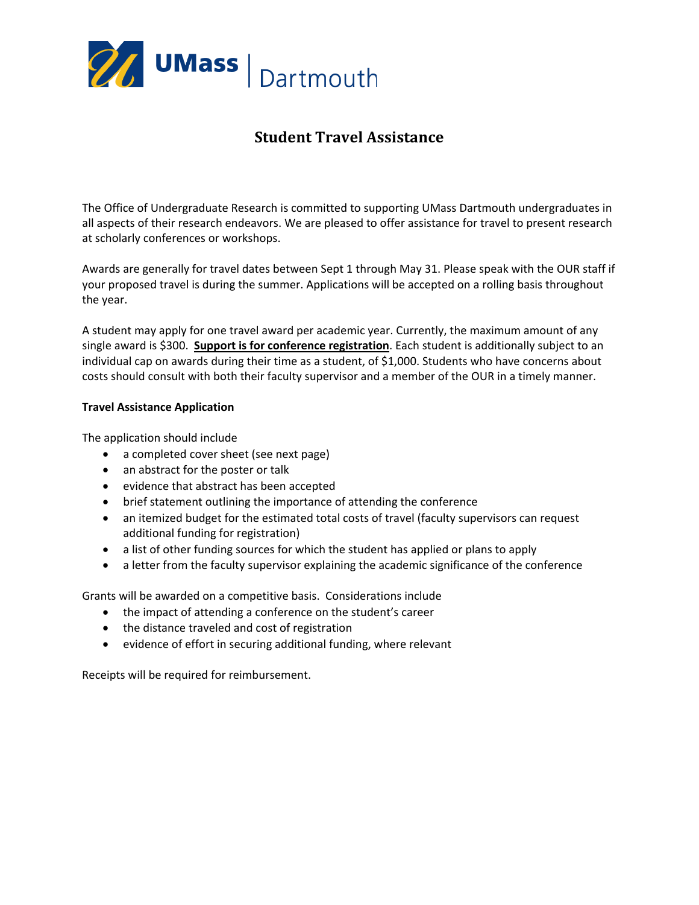# Student Travel Assistance

The Office of Undergraduate Research is committed to supporting UMass Dartmouth undergraduates in all aspects of their research endeavors. We are pleased to offer assistance for travel to present research at scholarly conferences or workshops.

Awards are generally for travel dates between Sept 1 through May 31. Please speak with the OUR staff if your proposed travel is during the summer. Applications will be accepted on a rolling basis throughout the year.

A student may apply for one travel award per academic year. Currently, the maximum amount of any single award is $300. **Support is for conference registration**. Each student is additionally subject to an individual cap on awards during their time as a student, of $1,000. Students who have concerns about costs should consult with both their faculty supervisor and a member of the OUR in a timely manner.

**Travel Assistance Application**

The application should include

- a completed cover sheet (see next page)
- an abstract for the poster or talk
- evidence that abstract has been accepted
- brief statement outlining the importance of attending the conference
- an itemized budget for the estimated total costs of travel (faculty supervisors can request additional funding for registration)
- a list of other funding sources for which the student has applied or plans to apply
- a letter from the faculty supervisor explaining the academic significance of the conference

Grants will be awarded on a competitive basis. Considerations include

- the impact of attending a conference on the student's career
- the distance traveled and cost of registration
- evidence of effort in securing additional funding, where relevant

Receipts will be required for reimbursement.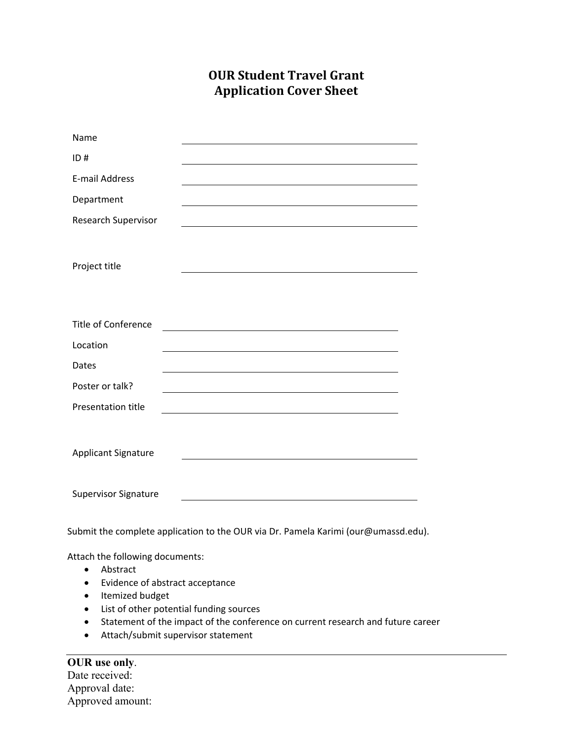# OUR Student Travel Grant
# Application Cover Sheet

Name ______________________________

ID # ______________________________

E-mail Address ______________________________

Department ______________________________

Research Supervisor ______________________________

Project title ______________________________

Title of Conference ______________________________

Location ______________________________

Dates ______________________________

Poster or talk? ______________________________

Presentation title ______________________________

Applicant Signature ______________________________

Supervisor Signature ______________________________

Submit the complete application to the OUR via Dr. Pamela Karimi (our@umassd.edu).

Attach the following documents:

- Abstract
- Evidence of abstract acceptance
- Itemized budget
- List of other potential funding sources
- Statement of the impact of the conference on current research and future career
- Attach/submit supervisor statement

---

**OUR use only**.
Date received:
Approval date:
Approved amount: